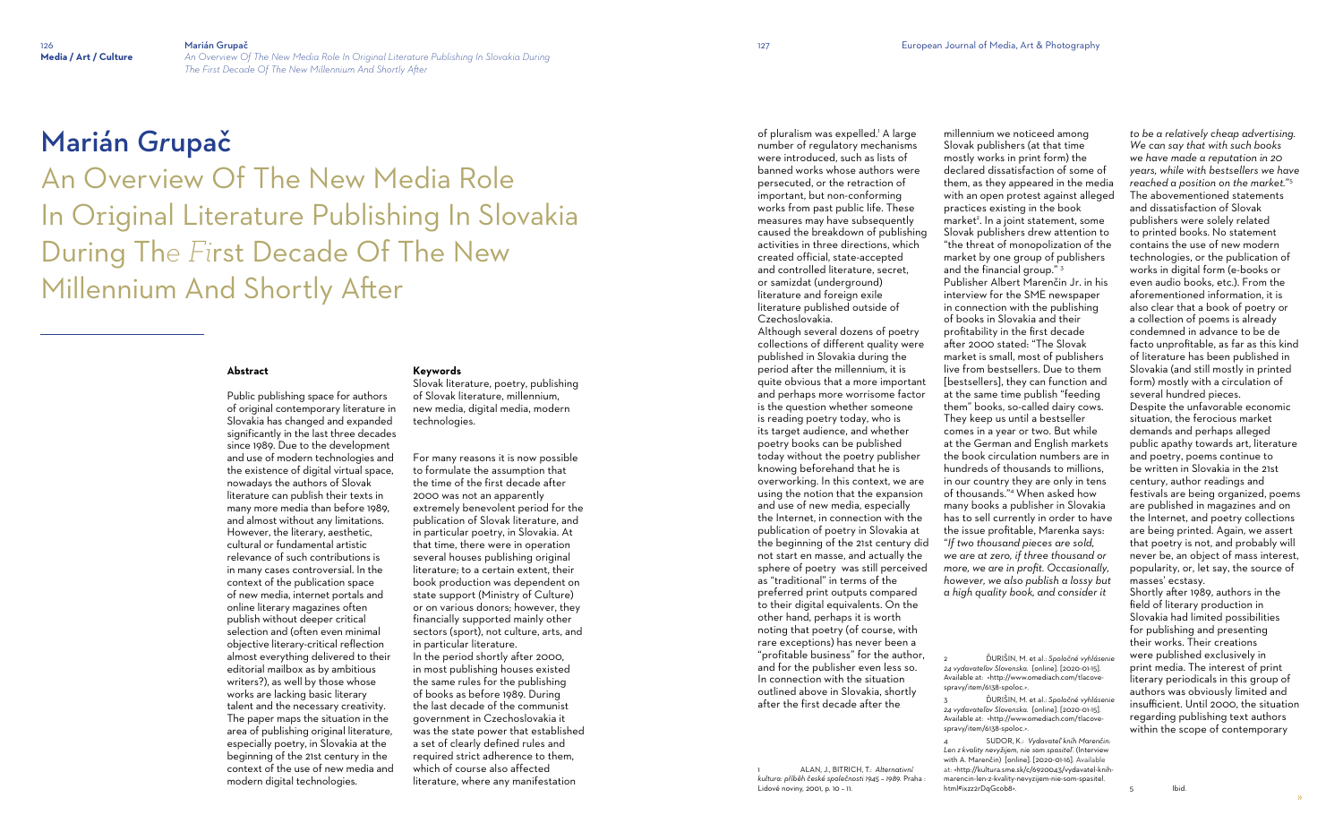# Marián Grupač

## An Overview Of The New Media Role In Original Literature Publishing In Slovakia During The First Decade Of The New Millennium And Shortly After

### Abstract

Public publishing space for authors of original contemporary literature in Slovakia has changed and expanded significantly in the last three decades since 1989. Due to the development and use of modern technologies and the existence of digital virtual space, nowadays the authors of Slovak literature can publish their texts in many more media than before 1989, and almost without any limitations. However, the literary, aesthetic, cultural or fundamental artistic relevance of such contributions is in many cases controversial. In the context of the publication space of new media, internet portals and online literary magazines often publish without deeper critical selection and (often even minimal objective literary-critical reflection almost everything delivered to their editorial mailbox as by ambitious writers?), as well by those whose works are lacking basic literary talent and the necessary creativity. The paper maps the situation in the area of publishing original literature, especially poetry, in Slovakia at the beginning of the 21st century in the context of the use of new media and modern digital technologies.

### Keywords

Slovak literature, poetry, publishing of Slovak literature, millennium, new media, digital media, modern technologies.

For many reasons it is now possible to formulate the assumption that the time of the first decade after 2000 was not an apparently extremely benevolent period for the publication of Slovak literature, and in particular poetry, in Slovakia. At that time, there were in operation several houses publishing original literature; to a certain extent, their book production was dependent on state support (Ministry of Culture) or on various donors; however, they financially supported mainly other sectors (sport), not culture, arts, and in particular literature.

In the period shortly after 2000, in most publishing houses existed the same rules for the publishing of books as before 1989. During the last decade of the communist government in Czechoslovakia it was the state power that established a set of clearly defined rules and required strict adherence to them, which of course also affected literature, where any manifestation of pluralism was expelled.[1] A large number of regulatory mechanisms were introduced, such as lists of banned works whose authors were persecuted, or the retraction of important, but non-conforming works from past public life. These measures may have subsequently caused the breakdown of publishing activities in three directions, which created official, state-accepted and controlled literature, secret, or samizdat (underground) literature and foreign exile literature published outside of Czechoslovakia.

Although several dozens of poetry collections of different quality were published in Slovakia during the period after the millennium, it is quite obvious that a more important and perhaps more worrisome factor is the question whether someone is reading poetry today, who is its target audience, and whether poetry books can be published today without the poetry publisher knowing beforehand that he is overworking. In this context, we are using the notion that the expansion and use of new media, especially the Internet, in connection with the publication of poetry in Slovakia at the beginning of the 21st century did not start en masse, and actually the sphere of poetry was still perceived as "traditional" in terms of the preferred print outputs compared to their digital equivalents. On the other hand, perhaps it is worth noting that poetry (of course, with rare exceptions) has never been a "profitable business" for the author, and for the publisher even less so. In connection with the situation outlined above in Slovakia, shortly after the first decade after the millennium we noticed among Slovak publishers (at that time mostly works in print form) the declared dissatisfaction of some of them, as they appeared in the media with an open protest against alleged practices existing in the book market[2]. In a joint statement, some Slovak publishers drew attention to "the threat of monopolization of the market by one group of publishers and the financial group." [3]

Publisher Albert Marenčin Jr. in his interview for the SME newspaper in connection with the publishing of books in Slovakia and their profitability in the first decade after 2000 stated: "The Slovak market is small, most of publishers live from bestsellers. Due to them [bestsellers], they can function and at the same time publish "feeding them" books, so-called dairy cows. They keep us until a bestseller comes in a year or two. But while at the German and English markets the book circulation numbers are in hundreds of thousands to millions, in our country they are only in tens of thousands."[4] When asked how many books a publisher in Slovakia has to sell currently in order to have the issue profitable, Marenka says: "*If two thousand pieces are sold, we are at zero, if three thousand or more, we are in profit. Occasionally, however, we also publish a lossy but a high quality book, and consider it to be a relatively cheap advertising. We can say that with such books we have made a reputation in 20 years, while with bestsellers we have reached a position on the market.*"[5]

The abovementioned statements and dissatisfaction of Slovak publishers were solely related to printed books. No statement contains the use of new modern technologies, or the publication of works in digital form (e-books or even audio books, etc.). From the aforementioned information, it is also clear that a book of poetry or a collection of poems is already condemned in advance to be de facto unprofitable, as far as this kind of literature has been published in Slovakia (and still mostly in printed form) mostly with a circulation of several hundred pieces.

Despite the unfavorable economic situation, the ferocious market demands and perhaps alleged public apathy towards art, literature and poetry, poems continue to be written in Slovakia in the 21st century, author readings and festivals are being organized, poems are published in magazines and on the Internet, and poetry collections are being printed. Again, we assert that poetry is not, and probably will never be, an object of mass interest, popularity, or, let say, the source of masses' ecstasy.

Shortly after 1989, authors in the field of literary production in Slovakia had limited possibilities for publishing and presenting their works. Their creations were published exclusively in print media. The interest of print literary periodicals in this group of authors was obviously limited and insufficient. Until 2000, the situation regarding publishing text authors within the scope of contemporary

---

1 ALAN, J., BITRICH, T.: *Alternativní kultura: příběh české společnosti 1945 – 1989.* Praha : Lidové noviny, 2001, p. 10 – 11.

2 ĎURIŠIN, M. et al.: *Spoločné vyhlásenie 24 vydavateľov Slovenska.* [online]. [2020-01-15]. Available at: <http://www.omediach.com/tlacove-spravy/item/6138-spoloc.>.

3 ĎURIŠIN, M. et al.: *Spoločné vyhlásenie 24 vydavateľov Slovenska.* [online]. [2020-01-15]. Available at: <http://www.omediach.com/tlacove-spravy/item/6138-spoloc.>.

4 SUDOR, K.: *Vydavateľ kníh Marenčin: Len z kvality nevyžijem, nie som spasiteľ.* (Interview with A. Marenčin) [online]. [2020-01-16]. Available at: <http://kultura.sme.sk/c/6920043/vydavatel-knih-marencin-len-z-kvality-nevyzijem-nie-som-spasitel.html#ixzz2rDqGcob8>.

5 Ibid.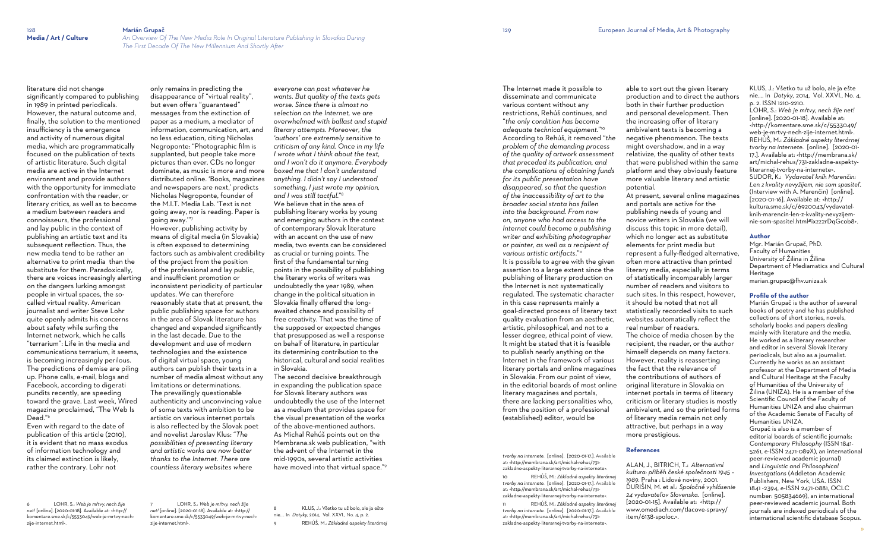literature did not change significantly compared to publishing in 1989 in printed periodicals. However, the natural outcome and, finally, the solution to the mentioned insufficiency is the emergence and activity of numerous digital media, which are programmatically focused on the publication of texts of artistic literature. Such digital media are active in the Internet environment and provide authors with the opportunity for immediate confrontation with the reader, or literary critics, as well as to become a medium between readers and connoisseurs, the professional and lay public in the context of publishing an artistic text and its subsequent reflection. Thus, the new media tend to be rather an alternative to print media than the substitute for them. Paradoxically, there are voices increasingly alerting on the dangers lurking amongst people in virtual spaces, the so-called virtual reality. American journalist and writer Steve Lohr quite openly admits his concerns about safety while surfing the Internet network, which he calls "terrarium": Life in the media and communications terrarium, it seems, is becoming increasingly perilous. The predictions of demise are piling up. Phone calls, e-mail, blogs and Facebook, according to digerati pundits recently, are speeding toward the grave. Last week, Wired magazine proclaimed, "The Web Is Dead."[6]

Even with regard to the date of publication of this article (2010), it is evident that no mass exodus of information technology and its claimed extinction is likely, rather the contrary. Lohr not only remains in predicting the disappearance of "virtual reality", but even offers "guaranteed" messages from the extinction of paper as a medium, a mediator of information, communication, art, and no less education, citing Nicholas Negroponte: "Photographic film is supplanted, but people take more pictures than ever. CDs no longer dominate, as music is more and more distributed online. 'Books, magazines and newspapers are next,' predicts Nicholas Negroponte, founder of the M.I.T. Media Lab. 'Text is not going away, nor is reading. Paper is going away.'"[7]

However, publishing activity by means of digital media (in Slovakia) is often exposed to determining factors such as ambivalent credibility of the project from the position of the professional and lay public, and insufficient promotion or inconsistent periodicity of particular updates. We can therefore reasonably state that at present, the public publishing space for authors in the area of Slovak literature has changed and expanded significantly in the last decade. Due to the development and use of modern technologies and the existence of digital virtual space, young authors can publish their texts in a number of media almost without any limitations or determinations. The prevailingly questionable authenticity and unconvincing value of some texts with ambition to be artistic on various internet portals is also reflected by the Slovak poet and novelist Jaroslav Klus: "*The possibilities of presenting literary and artistic works are now better thanks to the Internet. There are countless literary websites where everyone can post whatever he wants. But quality of the texts gets worse. Since there is almost no selection on the Internet, we are overwhelmed with ballast and stupid literary attempts. Moreover, the 'authors' are extremely sensitive to criticism of any kind. Once in my life I wrote what I think about the text, and I won't do it anymore. Everybody boxed me that I don't understand anything. I didn't say I understood something, I just wrote my opinion, and I was still tactful.*"[8]

We believe that in the area of publishing literary works by young and emerging authors in the context of contemporary Slovak literature with an accent on the use of new media, two events can be considered as crucial or turning points. The first of the fundamental turning points in the possibility of publishing the literary works of writers was undoubtedly the year 1989, when change in the political situation in Slovakia finally offered the long-awaited chance and possibility of free creativity. That was the time of the supposed or expected changes that presupposed as well a response on behalf of literature, in particular its determining contribution to the historical, cultural and social realities in Slovakia.

The second decisive breakthrough in expanding the publication space for Slovak literary authors was undoubtedly the use of the Internet as a medium that provides space for the visual presentation of the works of the above-mentioned authors. As Michal Rehúš points out on the Membrana.sk web publication, "with the advent of the Internet in the mid-1990s, several artistic activities have moved into that virtual space."[9]

The Internet made it possible to disseminate and communicate various content without any restrictions, Rehúš continues, and "*the only condition has become adequate technical equipment.*"[10] According to Rehúš, it removed "*the problem of the demanding process of the quality of artwork assessment that preceded its publication, and the complications of obtaining funds for its public presentation have disappeared, so that the question of the inaccessibility of art to the broader social strata has fallen into the background. From now on, anyone who had access to the Internet could become a publishing writer and exhibiting photographer or painter, as well as a recipient of various artistic artifacts.*"[11]

It is possible to agree with the given assertion to a large extent since the publishing of literary production on the Internet is not systematically regulated. The systematic character in this case represents mainly a goal-directed process of literary text quality evaluation from an aesthetic, artistic, philosophical, and not to a lesser degree, ethical point of view. It might be stated that it is feasible to publish nearly anything on the Internet in the framework of various literary portals and online magazines in Slovakia. From our point of view, in the editorial boards of most online literary magazines and portals, there are lacking personalities who, from the position of a professional (established) editor, would be able to sort out the given literary production and to direct the authors both in their further production and personal development. Then the increasing offer of literary ambivalent texts is becoming a negative phenomenon. The texts might overshadow, and in a way relativize, the quality of other texts that were published within the same platform and they obviously feature more valuable literary and artistic potential.

At present, several online magazines and portals are active for the publishing needs of young and novice writers in Slovakia (we will discuss this topic in more detail), which no longer act as substitute elements for print media but represent a fully-fledged alternative, often more attractive than printed literary media, especially in terms of statistically incomparably larger number of readers and visitors to such sites. In this respect, however, it should be noted that not all statistically recorded visits to such websites automatically reflect the real number of readers.

The choice of media chosen by the recipient, the reader, or the author himself depends on many factors. However, reality is reasserting the fact that the relevance of the contributions of authors of original literature in Slovakia on internet portals in terms of literary criticism or literary studies is mostly ambivalent, and so the printed forms of literary media remain not only attractive, but perhaps in a way more prestigious.

## References

ALAN, J., BITRICH, T.: *Alternativní kultura: příběh české společnosti 1945 – 1989*. Praha : Lidové noviny, 2001.

ĎURIŠIN, M. et al.: *Spoločné vyhlásenie 24 vydavateľov Slovenska*. [online]. [2020-01-15]. Available at: <http://www.omediach.com/tlacove-spravy/item/6138-spoloc.>.

KLUS, J.: Všetko tu už bolo, ale ja ešte nie.... In *Dotyky*, 2014, Vol. XXVI., No. 4, p. 2. ISSN 1210-2210.

LOHR, S.: *Web je mŕtvy, nech žije net!* [online]. [2020-01-18]. Available at: <http://komentare.sme.sk/c/5533049/web-je-mrtvy-nech-zije-internet.html>.

REHÚŠ, M.: *Základné aspekty literárnej tvorby na internete.* [online]. [2020-01-17.]. Available at: <http://membrana.sk/art/michal-rehus/731-zakladne-aspekty-literarnej-tvorby-na-internete>.

SUDOR, K.: *Vydavateľ kníh Marenčin: Len z kvality nevyžijem, nie som spasiteľ.* (Interview with A. Marenčin) [online]. [2020-01-16]. Available at: <http://kultura.sme.sk/c/6920043/vydavatel-knih-marencin-len-z-kvality-nevyzijem-nie-som-spasitel.html#ixzz2rDqGcob8>.

### Author

Mgr. Marián Grupač, PhD.
Faculty of Humanities
University of Žilina in Žilina
Department of Mediamatics and Cultural Heritage
marian.grupac@fhv.uniza.sk

### Profile of the author

Marián Grupač is the author of several books of poetry and he has published collections of short stories, novels, scholarly books and papers dealing mainly with literature and the media. He worked as a literary researcher and editor in several Slovak literary periodicals, but also as a journalist. Currently he works as an assistant professor at the Department of Media and Cultural Heritage at the Faculty of Humanities of the University of Žilina (UNIZA). He is a member of the Scientific Council of the Faculty of Humanities UNIZA and also chairman of the Academic Senate of Faculty of Humanities UNIZA.

Grupač is also is a member of editorial boards of scientific journals: *Contemporary Philosophy* (ISSN 1841-5261, e-ISSN 2471-089X), an international peer-reviewed academic journal) and *Linguistic and Philosophical Investgations* (Addleton Academic Publishers, New York, USA. ISSN 1841 -2394, e-ISSN 2471-0881, OCLC number: 505834669), an international peer-reviewed academic journal. Both journals are indexed periodicals of the international scientific database Scopus.

---

[6] LOHR, S.: *Web je mŕtvy, nech žije net!* [online]. [2020-01-18]. Available at: <http://komentare.sme.sk/c/5533049/web-je-mrtvy-nech-zije-internet.html>.

[7] LOHR, S.: *Web je mŕtvy, nech žije net!* [online]. [2020-01-18]. Available at: <http://komentare.sme.sk/c/5533049/web-je-mrtvy-nech-zije-internet.html>.

[8] KLUS, J.: Všetko tu už bolo, ale ja ešte nie.... In *Dotyky*, 2014, Vol. XXVI., No. 4, p. 2.

[9] REHÚŠ, M.: *Základné aspekty literárnej tvorby na internete.* [online]. [2020-01-17.]. Available at: <http://membrana.sk/art/michal-rehus/731-zakladne-aspekty-literarnej-tvorby-na-internete>.

[10] REHÚŠ, M.: *Základné aspekty literárnej tvorby na internete.* [online]. [2020-01-17.]. Available at: <http://membrana.sk/art/michal-rehus/731-zakladne-aspekty-literarnej-tvorby-na-internete>.

[11] REHÚŠ, M.: *Základné aspekty literárnej tvorby na internete.* [online]. [2020-01-17.]. Available at: <http://membrana.sk/art/michal-rehus/731-zakladne-aspekty-literarnej-tvorby-na-internete>.